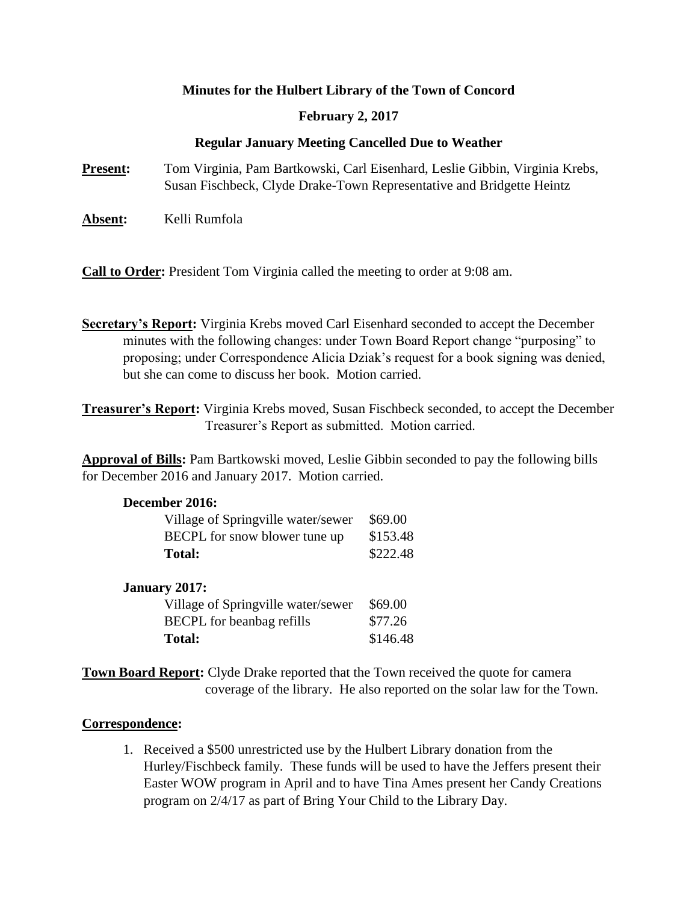**Minutes for the Hulbert Library of the Town of Concord**

**February 2, 2017**

**Regular January Meeting Cancelled Due to Weather**

**Present:** Tom Virginia, Pam Bartkowski, Carl Eisenhard, Leslie Gibbin, Virginia Krebs, Susan Fischbeck, Clyde Drake-Town Representative and Bridgette Heintz

**Absent:** Kelli Rumfola

**Call to Order:** President Tom Virginia called the meeting to order at 9:08 am.

**Secretary's Report:** Virginia Krebs moved Carl Eisenhard seconded to accept the December minutes with the following changes: under Town Board Report change "purposing" to proposing; under Correspondence Alicia Dziak's request for a book signing was denied, but she can come to discuss her book. Motion carried.

**Treasurer's Report:** Virginia Krebs moved, Susan Fischbeck seconded, to accept the December Treasurer's Report as submitted. Motion carried.

**Approval of Bills:** Pam Bartkowski moved, Leslie Gibbin seconded to pay the following bills for December 2016 and January 2017. Motion carried.

**December 2016:**

| | |
|---|---|
| Village of Springville water/sewer | $69.00 |
| BECPL for snow blower tune up | $153.48 |
| **Total:** | $222.48 |

**January 2017:**

| | |
|---|---|
| Village of Springville water/sewer | $69.00 |
| BECPL for beanbag refills | $77.26 |
| **Total:** | $146.48 |

**Town Board Report:** Clyde Drake reported that the Town received the quote for camera coverage of the library. He also reported on the solar law for the Town.

**Correspondence:**

1. Received a $500 unrestricted use by the Hulbert Library donation from the Hurley/Fischbeck family. These funds will be used to have the Jeffers present their Easter WOW program in April and to have Tina Ames present her Candy Creations program on 2/4/17 as part of Bring Your Child to the Library Day.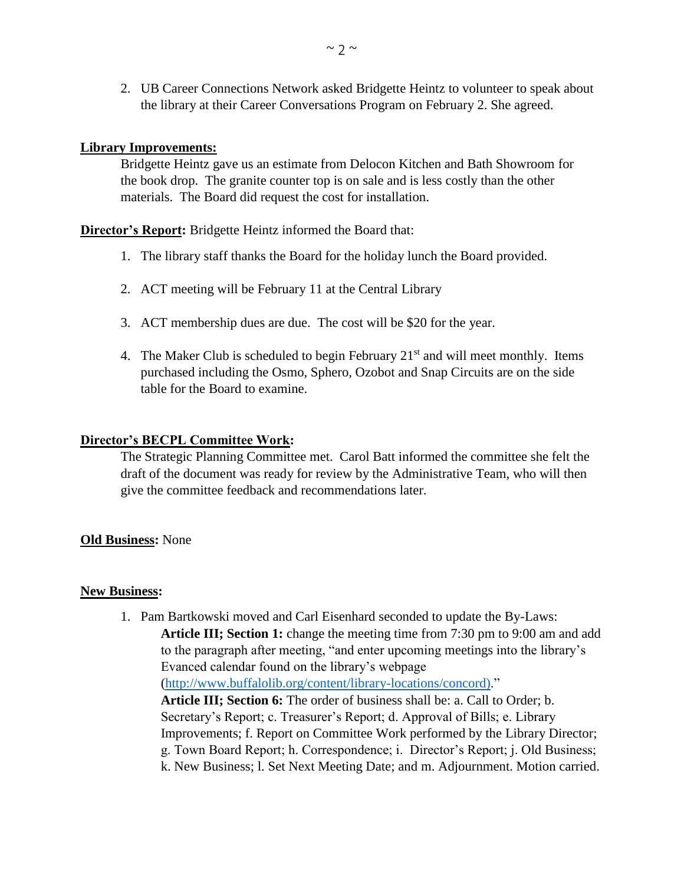2. UB Career Connections Network asked Bridgette Heintz to volunteer to speak about the library at their Career Conversations Program on February 2. She agreed.

**Library Improvements:**

Bridgette Heintz gave us an estimate from Delocon Kitchen and Bath Showroom for the book drop. The granite counter top is on sale and is less costly than the other materials. The Board did request the cost for installation.

**Director's Report:** Bridgette Heintz informed the Board that:

1. The library staff thanks the Board for the holiday lunch the Board provided.
2. ACT meeting will be February 11 at the Central Library
3. ACT membership dues are due. The cost will be $20 for the year.
4. The Maker Club is scheduled to begin February 21st and will meet monthly. Items purchased including the Osmo, Sphero, Ozobot and Snap Circuits are on the side table for the Board to examine.

**Director's BECPL Committee Work:**

The Strategic Planning Committee met. Carol Batt informed the committee she felt the draft of the document was ready for review by the Administrative Team, who will then give the committee feedback and recommendations later.

**Old Business:** None

**New Business:**

1. Pam Bartkowski moved and Carl Eisenhard seconded to update the By-Laws:
   **Article III; Section 1:** change the meeting time from 7:30 pm to 9:00 am and add to the paragraph after meeting, "and enter upcoming meetings into the library's Evanced calendar found on the library's webpage (http://www.buffalolib.org/content/library-locations/concord)."
   **Article III; Section 6:** The order of business shall be: a. Call to Order; b. Secretary's Report; c. Treasurer's Report; d. Approval of Bills; e. Library Improvements; f. Report on Committee Work performed by the Library Director; g. Town Board Report; h. Correspondence; i. Director's Report; j. Old Business; k. New Business; l. Set Next Meeting Date; and m. Adjournment. Motion carried.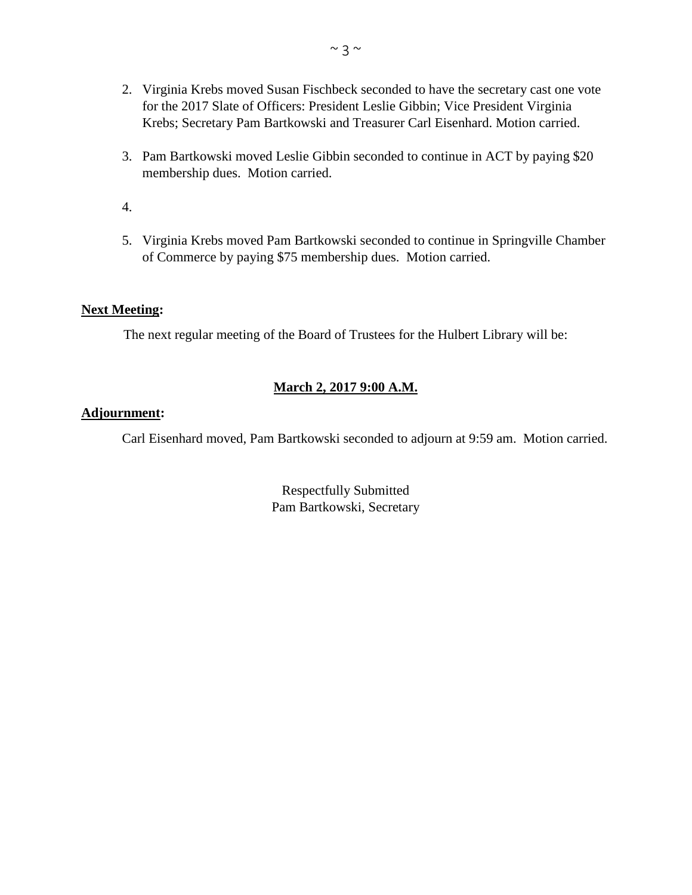2. Virginia Krebs moved Susan Fischbeck seconded to have the secretary cast one vote for the 2017 Slate of Officers: President Leslie Gibbin; Vice President Virginia Krebs; Secretary Pam Bartkowski and Treasurer Carl Eisenhard. Motion carried.

3. Pam Bartkowski moved Leslie Gibbin seconded to continue in ACT by paying $20 membership dues. Motion carried.

4.

5. Virginia Krebs moved Pam Bartkowski seconded to continue in Springville Chamber of Commerce by paying $75 membership dues. Motion carried.

**<u>Next Meeting</u>:**

The next regular meeting of the Board of Trustees for the Hulbert Library will be:

**<u>March 2, 2017 9:00 A.M.</u>**

**<u>Adjournment</u>:**

Carl Eisenhard moved, Pam Bartkowski seconded to adjourn at 9:59 am. Motion carried.

Respectfully Submitted
Pam Bartkowski, Secretary